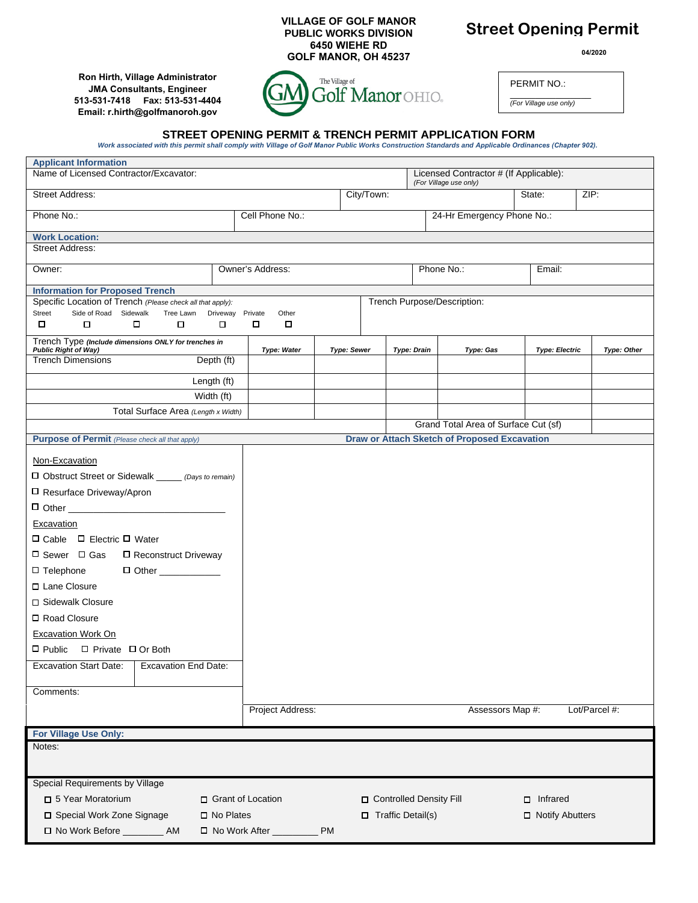**VILLAGE OF GOLF MANOR**
**PUBLIC WORKS DIVISION**
**6450 WIEHE RD**
**GOLF MANOR, OH 45237**

# Street Opening Permit

**04/2020**

**Ron Hirth, Village Administrator**
**JMA Consultants, Engineer**
**513-531-7418 Fax: 513-531-4404**
**Email: r.hirth@golfmanoroh.gov**

The Village of Golf Manor OHIO

PERMIT NO.: ____________
*(For Village use only)*

## STREET OPENING PERMIT & TRENCH PERMIT APPLICATION FORM

***Work associated with this permit shall comply with Village of Golf Manor Public Works Construction Standards and Applicable Ordinances (Chapter 902).***

### Applicant Information

| Name of Licensed Contractor/Excavator: | | Licensed Contractor # (If Applicable): *(For Village use only)* | |
|---|---|---|---|
| Street Address: | City/Town: | State: | ZIP: |
| Phone No.: | Cell Phone No.: | 24-Hr Emergency Phone No.: | |

### Work Location:

| Street Address: | | | |
|---|---|---|---|
| Owner: | Owner's Address: | Phone No.: | Email: |

### Information for Proposed Trench

Specific Location of Trench *(Please check all that apply):*

☐ Street ☐ Side of Road ☐ Sidewalk ☐ Tree Lawn ☐ Driveway ☐ Private ☐ Other

Trench Purpose/Description:

| Trench Type *(Include dimensions ONLY for trenches in Public Right of Way)* | Type: Water | Type: Sewer | Type: Drain | Type: Gas | Type: Electric | Type: Other |
|---|---|---|---|---|---|---|
| Trench Dimensions — Depth (ft) | | | | | | |
| Length (ft) | | | | | | |
| Width (ft) | | | | | | |
| Total Surface Area *(Length x Width)* | | | | | | |
| | | | Grand Total Area of Surface Cut (sf) | | | |

### Purpose of Permit *(Please check all that apply)*

Non-Excavation

- ☐ Obstruct Street or Sidewalk _____ *(Days to remain)*
- ☐ Resurface Driveway/Apron
- ☐ Other ______________________________

Excavation

- ☐ Cable ☐ Electric ☐ Water
- ☐ Sewer ☐ Gas ☐ Reconstruct Driveway
- ☐ Telephone ☐ Other ____________
- ☐ Lane Closure
- ☐ Sidewalk Closure
- ☐ Road Closure

Excavation Work On

- ☐ Public ☐ Private ☐ Or Both

| Excavation Start Date: | Excavation End Date: |
|---|---|

Comments:

### Draw or Attach Sketch of Proposed Excavation

| Project Address: | Assessors Map #: | Lot/Parcel #: |
|---|---|---|

### For Village Use Only:

Notes:

Special Requirements by Village

- ☐ 5 Year Moratorium ☐ Grant of Location ☐ Controlled Density Fill ☐ Infrared
- ☐ Special Work Zone Signage ☐ No Plates ☐ Traffic Detail(s) ☐ Notify Abutters
- ☐ No Work Before ________ AM ☐ No Work After _________ PM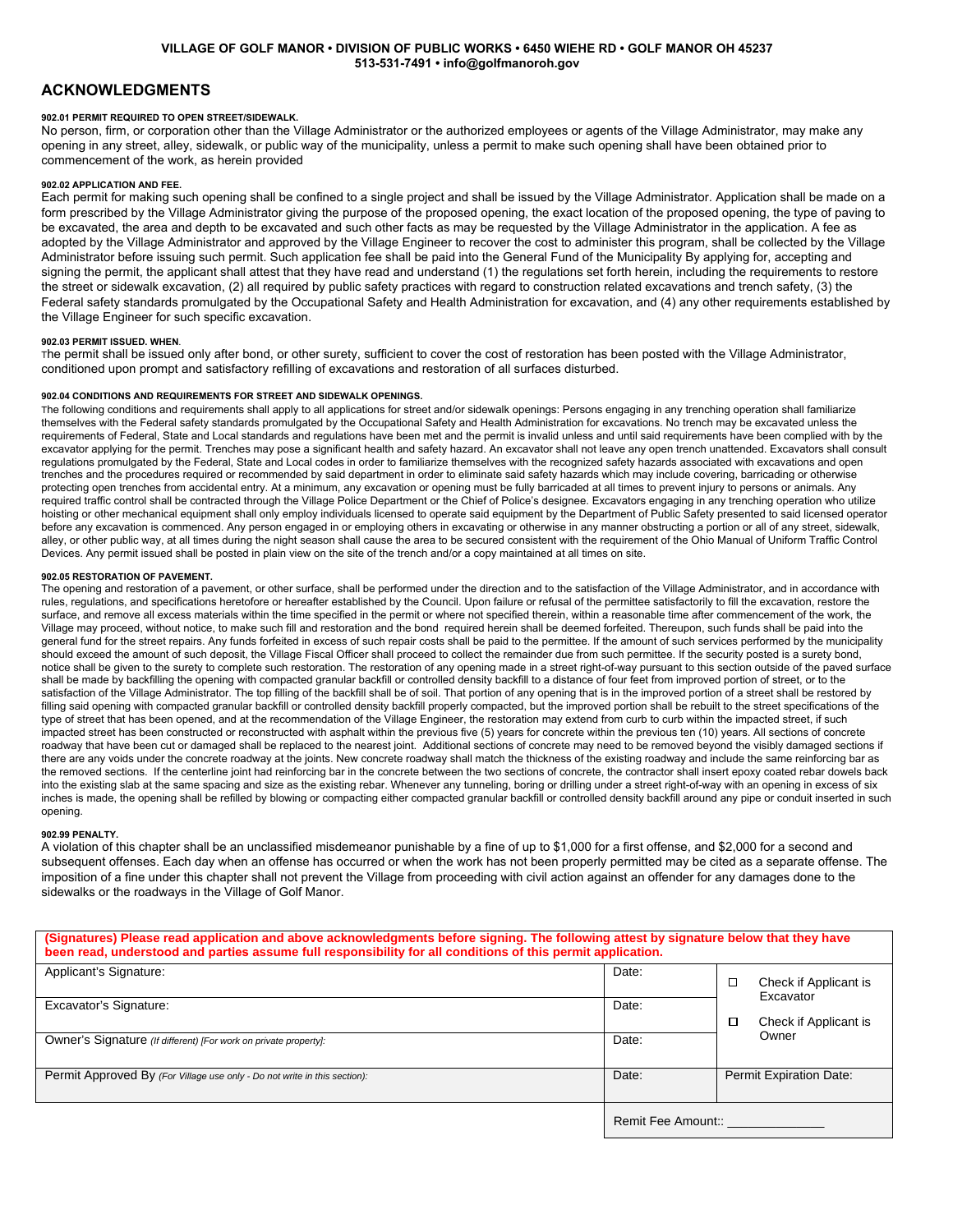**VILLAGE OF GOLF MANOR • DIVISION OF PUBLIC WORKS • 6450 WIEHE RD • GOLF MANOR OH 45237**
**513-531-7491 • info@golfmanoroh.gov**

## ACKNOWLEDGMENTS

**902.01 PERMIT REQUIRED TO OPEN STREET/SIDEWALK.**

No person, firm, or corporation other than the Village Administrator or the authorized employees or agents of the Village Administrator, may make any opening in any street, alley, sidewalk, or public way of the municipality, unless a permit to make such opening shall have been obtained prior to commencement of the work, as herein provided

**902.02 APPLICATION AND FEE.**

Each permit for making such opening shall be confined to a single project and shall be issued by the Village Administrator. Application shall be made on a form prescribed by the Village Administrator giving the purpose of the proposed opening, the exact location of the proposed opening, the type of paving to be excavated, the area and depth to be excavated and such other facts as may be requested by the Village Administrator in the application. A fee as adopted by the Village Administrator and approved by the Village Engineer to recover the cost to administer this program, shall be collected by the Village Administrator before issuing such permit. Such application fee shall be paid into the General Fund of the Municipality By applying for, accepting and signing the permit, the applicant shall attest that they have read and understand (1) the regulations set forth herein, including the requirements to restore the street or sidewalk excavation, (2) all required by public safety practices with regard to construction related excavations and trench safety, (3) the Federal safety standards promulgated by the Occupational Safety and Health Administration for excavation, and (4) any other requirements established by the Village Engineer for such specific excavation.

**902.03 PERMIT ISSUED. WHEN.**

The permit shall be issued only after bond, or other surety, sufficient to cover the cost of restoration has been posted with the Village Administrator, conditioned upon prompt and satisfactory refilling of excavations and restoration of all surfaces disturbed.

**902.04 CONDITIONS AND REQUIREMENTS FOR STREET AND SIDEWALK OPENINGS.**

The following conditions and requirements shall apply to all applications for street and/or sidewalk openings: Persons engaging in any trenching operation shall familiarize themselves with the Federal safety standards promulgated by the Occupational Safety and Health Administration for excavations. No trench may be excavated unless the requirements of Federal, State and Local standards and regulations have been met and the permit is invalid unless and until said requirements have been complied with by the excavator applying for the permit. Trenches may pose a significant health and safety hazard. An excavator shall not leave any open trench unattended. Excavators shall consult regulations promulgated by the Federal, State and Local codes in order to familiarize themselves with the recognized safety hazards associated with excavations and open trenches and the procedures required or recommended by said department in order to eliminate said safety hazards which may include covering, barricading or otherwise protecting open trenches from accidental entry. At a minimum, any excavation or opening must be fully barricaded at all times to prevent injury to persons or animals. Any required traffic control shall be contracted through the Village Police Department or the Chief of Police's designee. Excavators engaging in any trenching operation who utilize hoisting or other mechanical equipment shall only employ individuals licensed to operate said equipment by the Department of Public Safety presented to said licensed operator before any excavation is commenced. Any person engaged in or employing others in excavating or otherwise in any manner obstructing a portion or all of any street, sidewalk, alley, or other public way, at all times during the night season shall cause the area to be secured consistent with the requirement of the Ohio Manual of Uniform Traffic Control Devices. Any permit issued shall be posted in plain view on the site of the trench and/or a copy maintained at all times on site.

**902.05 RESTORATION OF PAVEMENT.**

The opening and restoration of a pavement, or other surface, shall be performed under the direction and to the satisfaction of the Village Administrator, and in accordance with rules, regulations, and specifications heretofore or hereafter established by the Council. Upon failure or refusal of the permittee satisfactorily to fill the excavation, restore the surface, and remove all excess materials within the time specified in the permit or where not specified therein, within a reasonable time after commencement of the work, the Village may proceed, without notice, to make such fill and restoration and the bond required herein shall be deemed forfeited. Thereupon, such funds shall be paid into the general fund for the street repairs. Any funds forfeited in excess of such repair costs shall be paid to the permittee. If the amount of such services performed by the municipality should exceed the amount of such deposit, the Village Fiscal Officer shall proceed to collect the remainder due from such permittee. If the security posted is a surety bond, notice shall be given to the surety to complete such restoration. The restoration of any opening made in a street right-of-way pursuant to this section outside of the paved surface shall be made by backfilling the opening with compacted granular backfill or controlled density backfill to a distance of four feet from improved portion of street, or to the satisfaction of the Village Administrator. The top filling of the backfill shall be of soil. That portion of any opening that is in the improved portion of a street shall be restored by filling said opening with compacted granular backfill or controlled density backfill properly compacted, but the improved portion shall be rebuilt to the street specifications of the type of street that has been opened, and at the recommendation of the Village Engineer, the restoration may extend from curb to curb within the impacted street, if such impacted street has been constructed or reconstructed with asphalt within the previous five (5) years for concrete within the previous ten (10) years. All sections of concrete roadway that have been cut or damaged shall be replaced to the nearest joint. Additional sections of concrete may need to be removed beyond the visibly damaged sections if there are any voids under the concrete roadway at the joints. New concrete roadway shall match the thickness of the existing roadway and include the same reinforcing bar as the removed sections. If the centerline joint had reinforcing bar in the concrete between the two sections of concrete, the contractor shall insert epoxy coated rebar dowels back into the existing slab at the same spacing and size as the existing rebar. Whenever any tunneling, boring or drilling under a street right-of-way with an opening in excess of six inches is made, the opening shall be refilled by blowing or compacting either compacted granular backfill or controlled density backfill around any pipe or conduit inserted in such opening.

**902.99 PENALTY.**

A violation of this chapter shall be an unclassified misdemeanor punishable by a fine of up to $1,000 for a first offense, and $2,000 for a second and subsequent offenses. Each day when an offense has occurred or when the work has not been properly permitted may be cited as a separate offense. The imposition of a fine under this chapter shall not prevent the Village from proceeding with civil action against an offender for any damages done to the sidewalks or the roadways in the Village of Golf Manor.

**(Signatures) Please read application and above acknowledgments before signing. The following attest by signature below that they have been read, understood and parties assume full responsibility for all conditions of this permit application.**

| | | |
|---|---|---|
| Applicant's Signature: | Date: | ☐ Check if Applicant is Excavator<br>☐ Check if Applicant is Owner |
| Excavator's Signature: | Date: | |
| Owner's Signature *(If different) [For work on private property]:* | Date: | |
| Permit Approved By *(For Village use only - Do not write in this section):* | Date: | Permit Expiration Date: |
| | Remit Fee Amount:: ______________ | |